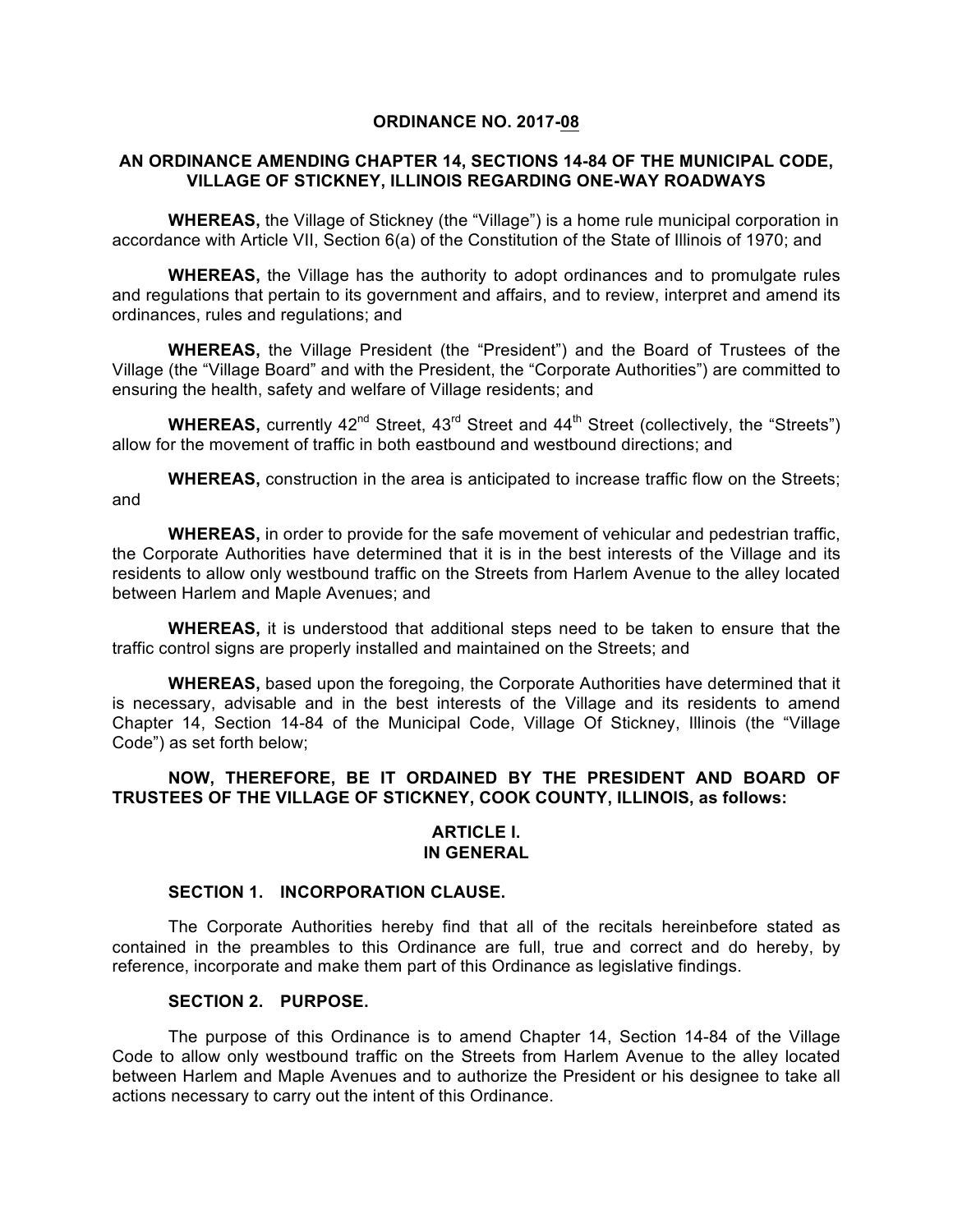# ORDINANCE NO. 2017-08

## AN ORDINANCE AMENDING CHAPTER 14, SECTIONS 14-84 OF THE MUNICIPAL CODE, VILLAGE OF STICKNEY, ILLINOIS REGARDING ONE-WAY ROADWAYS

**WHEREAS,** the Village of Stickney (the "Village") is a home rule municipal corporation in accordance with Article VII, Section 6(a) of the Constitution of the State of Illinois of 1970; and

**WHEREAS,** the Village has the authority to adopt ordinances and to promulgate rules and regulations that pertain to its government and affairs, and to review, interpret and amend its ordinances, rules and regulations; and

**WHEREAS,** the Village President (the "President") and the Board of Trustees of the Village (the "Village Board" and with the President, the "Corporate Authorities") are committed to ensuring the health, safety and welfare of Village residents; and

**WHEREAS,** currently 42nd Street, 43rd Street and 44th Street (collectively, the "Streets") allow for the movement of traffic in both eastbound and westbound directions; and

**WHEREAS,** construction in the area is anticipated to increase traffic flow on the Streets; and

**WHEREAS,** in order to provide for the safe movement of vehicular and pedestrian traffic, the Corporate Authorities have determined that it is in the best interests of the Village and its residents to allow only westbound traffic on the Streets from Harlem Avenue to the alley located between Harlem and Maple Avenues; and

**WHEREAS,** it is understood that additional steps need to be taken to ensure that the traffic control signs are properly installed and maintained on the Streets; and

**WHEREAS,** based upon the foregoing, the Corporate Authorities have determined that it is necessary, advisable and in the best interests of the Village and its residents to amend Chapter 14, Section 14-84 of the Municipal Code, Village Of Stickney, Illinois (the "Village Code") as set forth below;

**NOW, THEREFORE, BE IT ORDAINED BY THE PRESIDENT AND BOARD OF TRUSTEES OF THE VILLAGE OF STICKNEY, COOK COUNTY, ILLINOIS, as follows:**

## ARTICLE I.
## IN GENERAL

### SECTION 1. INCORPORATION CLAUSE.

The Corporate Authorities hereby find that all of the recitals hereinbefore stated as contained in the preambles to this Ordinance are full, true and correct and do hereby, by reference, incorporate and make them part of this Ordinance as legislative findings.

### SECTION 2. PURPOSE.

The purpose of this Ordinance is to amend Chapter 14, Section 14-84 of the Village Code to allow only westbound traffic on the Streets from Harlem Avenue to the alley located between Harlem and Maple Avenues and to authorize the President or his designee to take all actions necessary to carry out the intent of this Ordinance.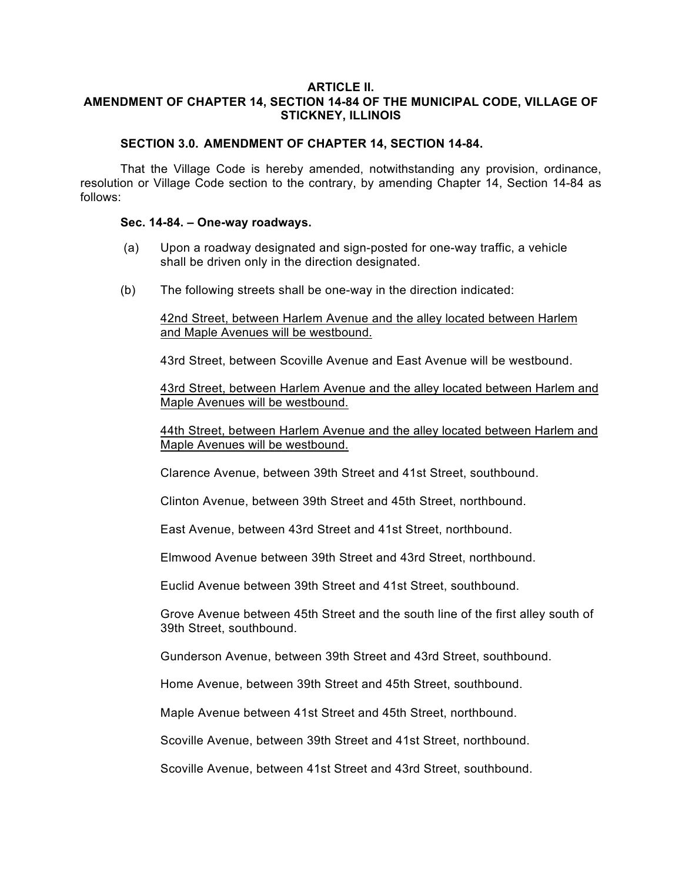**ARTICLE II.**
**AMENDMENT OF CHAPTER 14, SECTION 14-84 OF THE MUNICIPAL CODE, VILLAGE OF STICKNEY, ILLINOIS**

**SECTION 3.0. AMENDMENT OF CHAPTER 14, SECTION 14-84.**

That the Village Code is hereby amended, notwithstanding any provision, ordinance, resolution or Village Code section to the contrary, by amending Chapter 14, Section 14-84 as follows:

**Sec. 14-84. – One-way roadways.**

(a) Upon a roadway designated and sign-posted for one-way traffic, a vehicle shall be driven only in the direction designated.

(b) The following streets shall be one-way in the direction indicated:

<u>42nd Street, between Harlem Avenue and the alley located between Harlem and Maple Avenues will be westbound.</u>

43rd Street, between Scoville Avenue and East Avenue will be westbound.

<u>43rd Street, between Harlem Avenue and the alley located between Harlem and Maple Avenues will be westbound.</u>

<u>44th Street, between Harlem Avenue and the alley located between Harlem and Maple Avenues will be westbound.</u>

Clarence Avenue, between 39th Street and 41st Street, southbound.

Clinton Avenue, between 39th Street and 45th Street, northbound.

East Avenue, between 43rd Street and 41st Street, northbound.

Elmwood Avenue between 39th Street and 43rd Street, northbound.

Euclid Avenue between 39th Street and 41st Street, southbound.

Grove Avenue between 45th Street and the south line of the first alley south of 39th Street, southbound.

Gunderson Avenue, between 39th Street and 43rd Street, southbound.

Home Avenue, between 39th Street and 45th Street, southbound.

Maple Avenue between 41st Street and 45th Street, northbound.

Scoville Avenue, between 39th Street and 41st Street, northbound.

Scoville Avenue, between 41st Street and 43rd Street, southbound.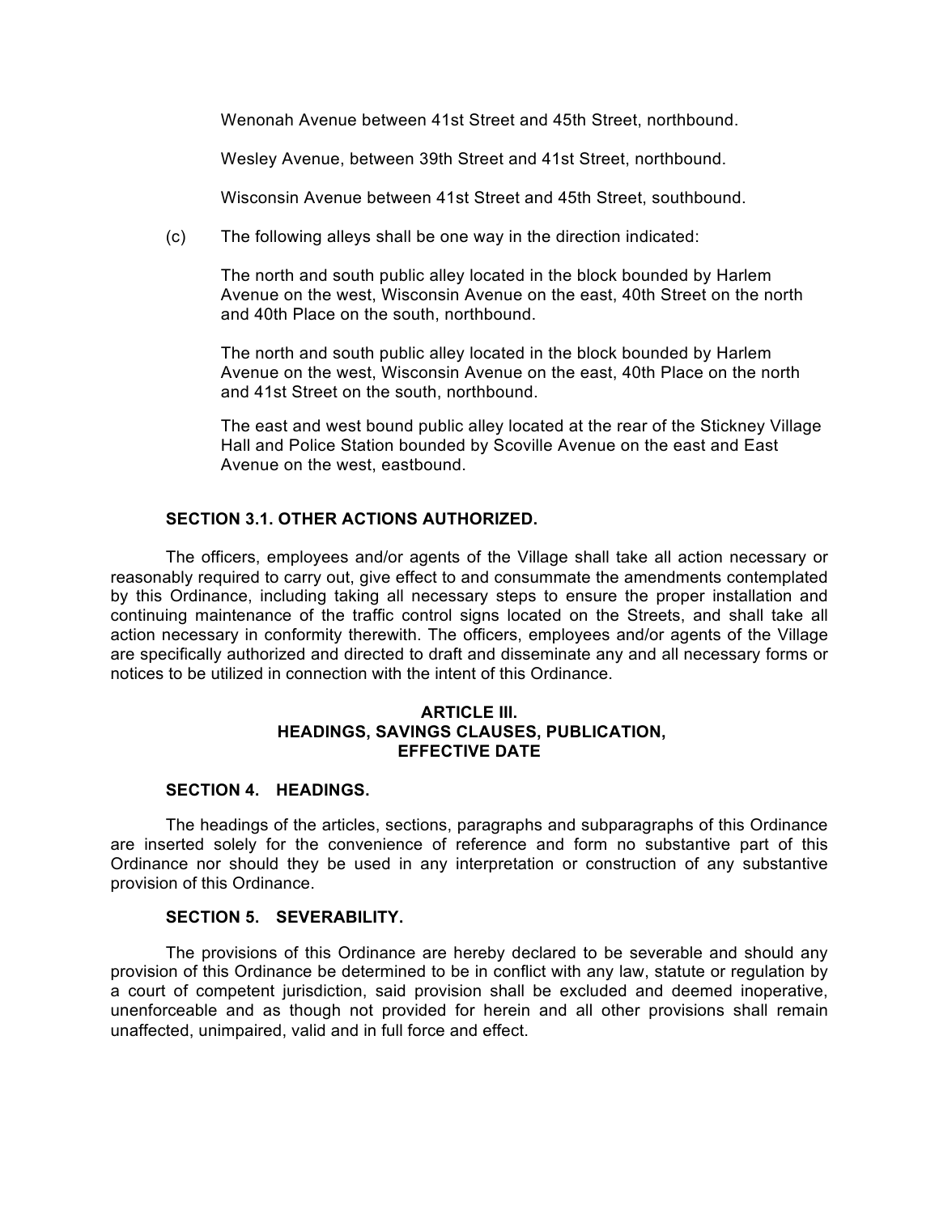Wenonah Avenue between 41st Street and 45th Street, northbound.

Wesley Avenue, between 39th Street and 41st Street, northbound.

Wisconsin Avenue between 41st Street and 45th Street, southbound.

(c) The following alleys shall be one way in the direction indicated:

The north and south public alley located in the block bounded by Harlem Avenue on the west, Wisconsin Avenue on the east, 40th Street on the north and 40th Place on the south, northbound.

The north and south public alley located in the block bounded by Harlem Avenue on the west, Wisconsin Avenue on the east, 40th Place on the north and 41st Street on the south, northbound.

The east and west bound public alley located at the rear of the Stickney Village Hall and Police Station bounded by Scoville Avenue on the east and East Avenue on the west, eastbound.

**SECTION 3.1. OTHER ACTIONS AUTHORIZED.**

The officers, employees and/or agents of the Village shall take all action necessary or reasonably required to carry out, give effect to and consummate the amendments contemplated by this Ordinance, including taking all necessary steps to ensure the proper installation and continuing maintenance of the traffic control signs located on the Streets, and shall take all action necessary in conformity therewith. The officers, employees and/or agents of the Village are specifically authorized and directed to draft and disseminate any and all necessary forms or notices to be utilized in connection with the intent of this Ordinance.

## ARTICLE III.
## HEADINGS, SAVINGS CLAUSES, PUBLICATION, EFFECTIVE DATE

**SECTION 4. HEADINGS.**

The headings of the articles, sections, paragraphs and subparagraphs of this Ordinance are inserted solely for the convenience of reference and form no substantive part of this Ordinance nor should they be used in any interpretation or construction of any substantive provision of this Ordinance.

**SECTION 5. SEVERABILITY.**

The provisions of this Ordinance are hereby declared to be severable and should any provision of this Ordinance be determined to be in conflict with any law, statute or regulation by a court of competent jurisdiction, said provision shall be excluded and deemed inoperative, unenforceable and as though not provided for herein and all other provisions shall remain unaffected, unimpaired, valid and in full force and effect.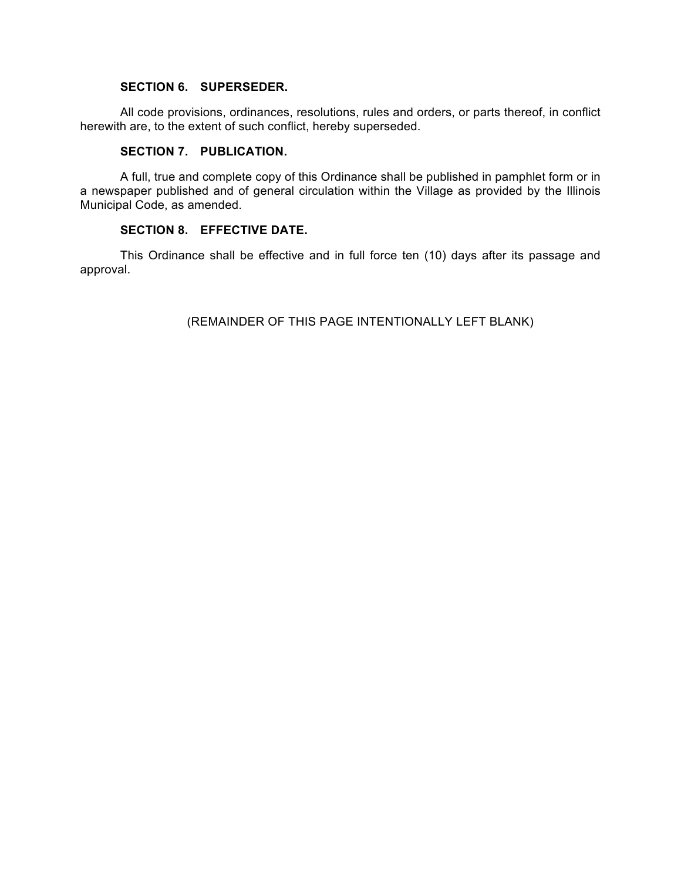**SECTION 6. SUPERSEDER.**

All code provisions, ordinances, resolutions, rules and orders, or parts thereof, in conflict herewith are, to the extent of such conflict, hereby superseded.

**SECTION 7. PUBLICATION.**

A full, true and complete copy of this Ordinance shall be published in pamphlet form or in a newspaper published and of general circulation within the Village as provided by the Illinois Municipal Code, as amended.

**SECTION 8. EFFECTIVE DATE.**

This Ordinance shall be effective and in full force ten (10) days after its passage and approval.

(REMAINDER OF THIS PAGE INTENTIONALLY LEFT BLANK)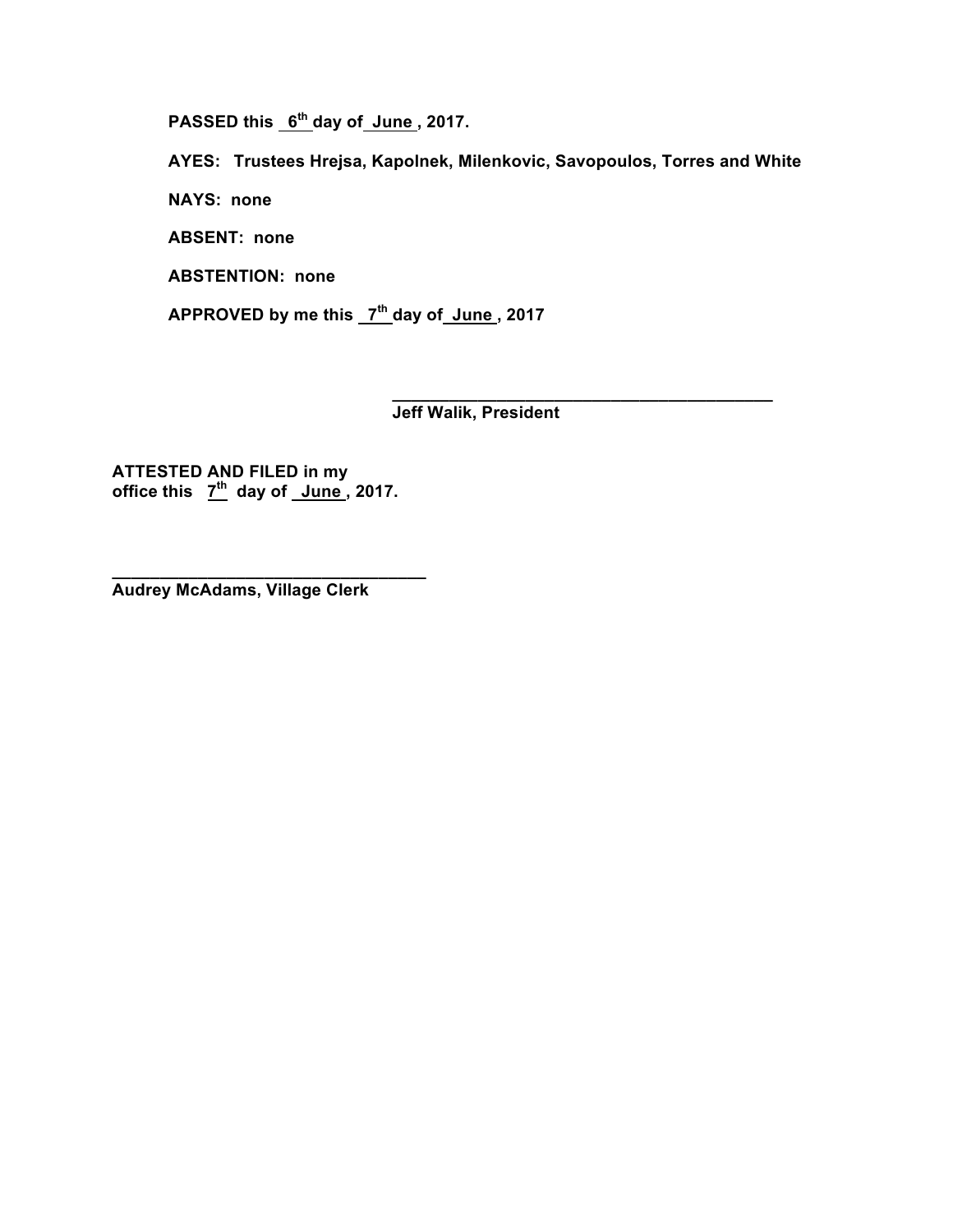**PASSED this 6th day of June, 2017.**

**AYES: Trustees Hrejsa, Kapolnek, Milenkovic, Savopoulos, Torres and White**

**NAYS: none**

**ABSENT: none**

**ABSTENTION: none**

**APPROVED by me this 7th day of June, 2017**

**\_\_\_\_\_\_\_\_\_\_\_\_\_\_\_\_\_\_\_\_\_\_\_\_\_\_\_\_\_\_\_\_\_\_\_\_\_\_\_\_\_\_**
**Jeff Walik, President**

**ATTESTED AND FILED in my office this 7th day of June, 2017.**

**\_\_\_\_\_\_\_\_\_\_\_\_\_\_\_\_\_\_\_\_\_\_\_\_\_\_\_\_\_\_\_\_\_\_**
**Audrey McAdams, Village Clerk**